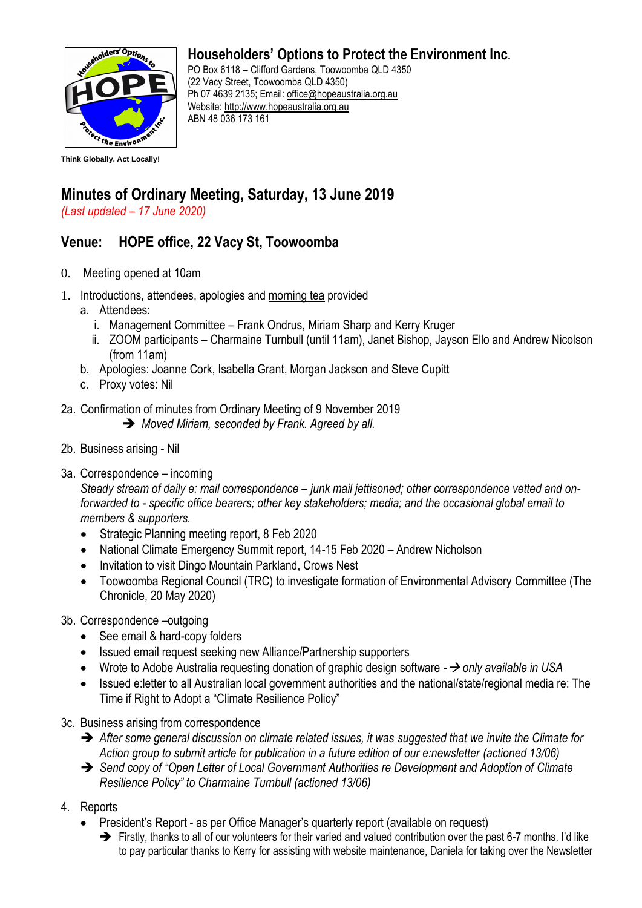# Householders' Options to Protect the Environment Inc.

PO Box 6118 – Clifford Gardens, Toowoomba QLD 4350
(22 Vacy Street, Toowoomba QLD 4350)
Ph 07 4639 2135; Email: office@hopeaustralia.org.au
Website: http://www.hopeaustralia.org.au
ABN 48 036 173 161

**Think Globally. Act Locally!**

## Minutes of Ordinary Meeting, Saturday, 13 June 2019

*(Last updated – 17 June 2020)*

## Venue: HOPE office, 22 Vacy St, Toowoomba

0. Meeting opened at 10am

1. Introductions, attendees, apologies and morning tea provided
   a. Attendees:
      i. Management Committee – Frank Ondrus, Miriam Sharp and Kerry Kruger
      ii. ZOOM participants – Charmaine Turnbull (until 11am), Janet Bishop, Jayson Ello and Andrew Nicolson (from 11am)
   b. Apologies: Joanne Cork, Isabella Grant, Morgan Jackson and Steve Cupitt
   c. Proxy votes: Nil

2a. Confirmation of minutes from Ordinary Meeting of 9 November 2019

➔ *Moved Miriam, seconded by Frank. Agreed by all.*

2b. Business arising - Nil

3a. Correspondence – incoming

*Steady stream of daily e: mail correspondence – junk mail jettisoned; other correspondence vetted and on-forwarded to - specific office bearers; other key stakeholders; media; and the occasional global email to members & supporters.*

- Strategic Planning meeting report, 8 Feb 2020
- National Climate Emergency Summit report, 14-15 Feb 2020 – Andrew Nicholson
- Invitation to visit Dingo Mountain Parkland, Crows Nest
- Toowoomba Regional Council (TRC) to investigate formation of Environmental Advisory Committee (The Chronicle, 20 May 2020)

3b. Correspondence –outgoing

- See email & hard-copy folders
- Issued email request seeking new Alliance/Partnership supporters
- Wrote to Adobe Australia requesting donation of graphic design software -➔ *only available in USA*
- Issued e:letter to all Australian local government authorities and the national/state/regional media re: The Time if Right to Adopt a "Climate Resilience Policy"

3c. Business arising from correspondence

➔ *After some general discussion on climate related issues, it was suggested that we invite the Climate for Action group to submit article for publication in a future edition of our e:newsletter (actioned 13/06)*

➔ *Send copy of "Open Letter of Local Government Authorities re Development and Adoption of Climate Resilience Policy" to Charmaine Turnbull (actioned 13/06)*

4. Reports

- President's Report - as per Office Manager's quarterly report (available on request)
  ➔ Firstly, thanks to all of our volunteers for their varied and valued contribution over the past 6-7 months. I'd like to pay particular thanks to Kerry for assisting with website maintenance, Daniela for taking over the Newsletter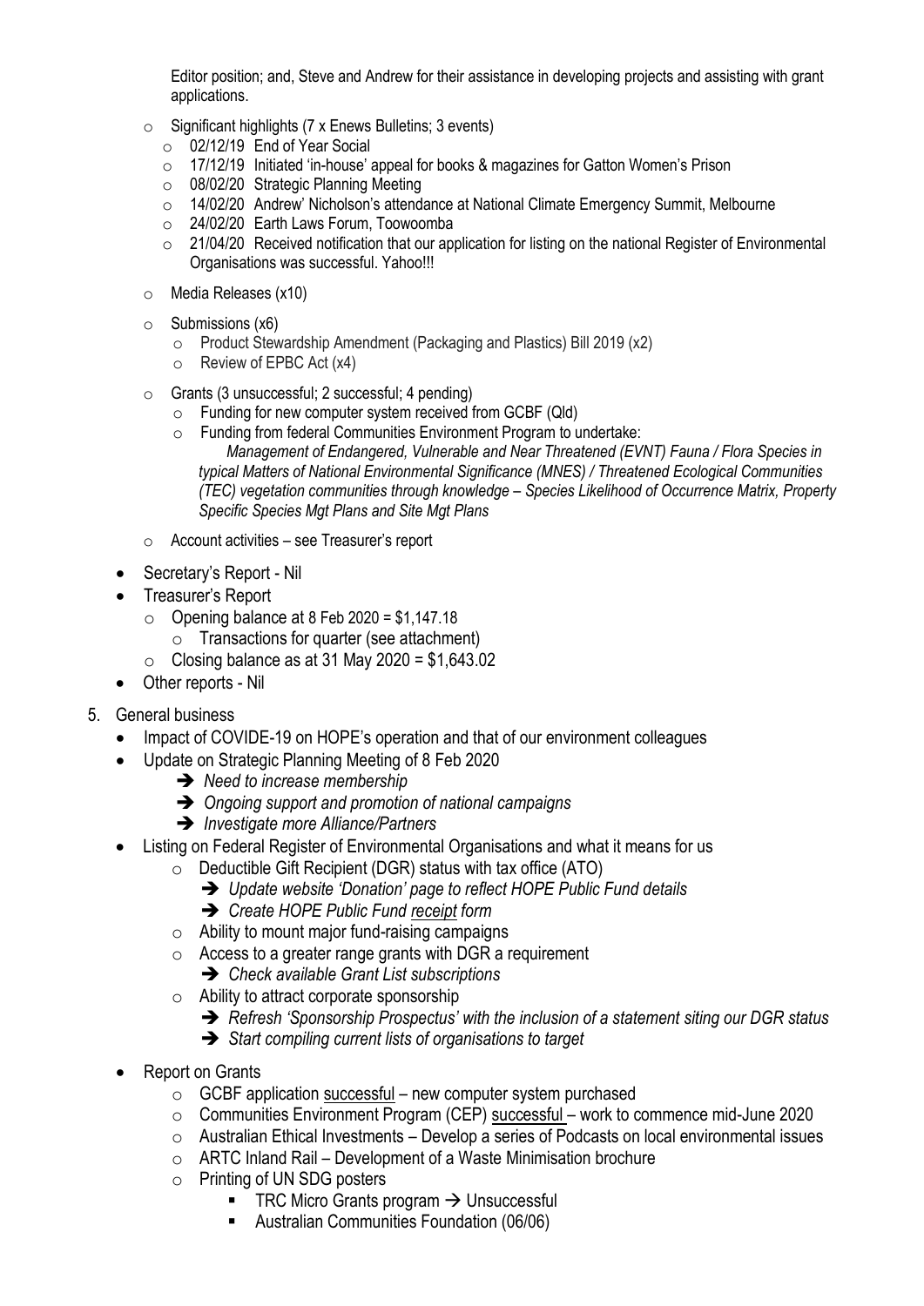Editor position; and, Steve and Andrew for their assistance in developing projects and assisting with grant applications.

- Significant highlights (7 x Enews Bulletins; 3 events)
  - 02/12/19 End of Year Social
  - 17/12/19 Initiated 'in-house' appeal for books & magazines for Gatton Women's Prison
  - 08/02/20 Strategic Planning Meeting
  - 14/02/20 Andrew' Nicholson's attendance at National Climate Emergency Summit, Melbourne
  - 24/02/20 Earth Laws Forum, Toowoomba
  - 21/04/20 Received notification that our application for listing on the national Register of Environmental Organisations was successful. Yahoo!!!
- Media Releases (x10)
- Submissions (x6)
  - Product Stewardship Amendment (Packaging and Plastics) Bill 2019 (x2)
  - Review of EPBC Act (x4)
- Grants (3 unsuccessful; 2 successful; 4 pending)
  - Funding for new computer system received from GCBF (Qld)
  - Funding from federal Communities Environment Program to undertake:
    *Management of Endangered, Vulnerable and Near Threatened (EVNT) Fauna / Flora Species in typical Matters of National Environmental Significance (MNES) / Threatened Ecological Communities (TEC) vegetation communities through knowledge – Species Likelihood of Occurrence Matrix, Property Specific Species Mgt Plans and Site Mgt Plans*
- Account activities – see Treasurer's report

- Secretary's Report - Nil
- Treasurer's Report
  - Opening balance at 8 Feb 2020 = $1,147.18
    - Transactions for quarter (see attachment)
  - Closing balance as at 31 May 2020 = $1,643.02
- Other reports - Nil

5. General business
   - Impact of COVIDE-19 on HOPE's operation and that of our environment colleagues
   - Update on Strategic Planning Meeting of 8 Feb 2020
     - ➔ *Need to increase membership*
     - ➔ *Ongoing support and promotion of national campaigns*
     - ➔ *Investigate more Alliance/Partners*
   - Listing on Federal Register of Environmental Organisations and what it means for us
     - Deductible Gift Recipient (DGR) status with tax office (ATO)
       - ➔ *Update website 'Donation' page to reflect HOPE Public Fund details*
       - ➔ *Create HOPE Public Fund <u>receipt</u> form*
     - Ability to mount major fund-raising campaigns
     - Access to a greater range grants with DGR a requirement
       - ➔ *Check available Grant List subscriptions*
     - Ability to attract corporate sponsorship
       - ➔ *Refresh 'Sponsorship Prospectus' with the inclusion of a statement siting our DGR status*
       - ➔ *Start compiling current lists of organisations to target*
   - Report on Grants
     - GCBF application <u>successful</u> – new computer system purchased
     - Communities Environment Program (CEP) <u>successful</u> – work to commence mid-June 2020
     - Australian Ethical Investments – Develop a series of Podcasts on local environmental issues
     - ARTC Inland Rail – Development of a Waste Minimisation brochure
     - Printing of UN SDG posters
       - TRC Micro Grants program → Unsuccessful
       - Australian Communities Foundation (06/06)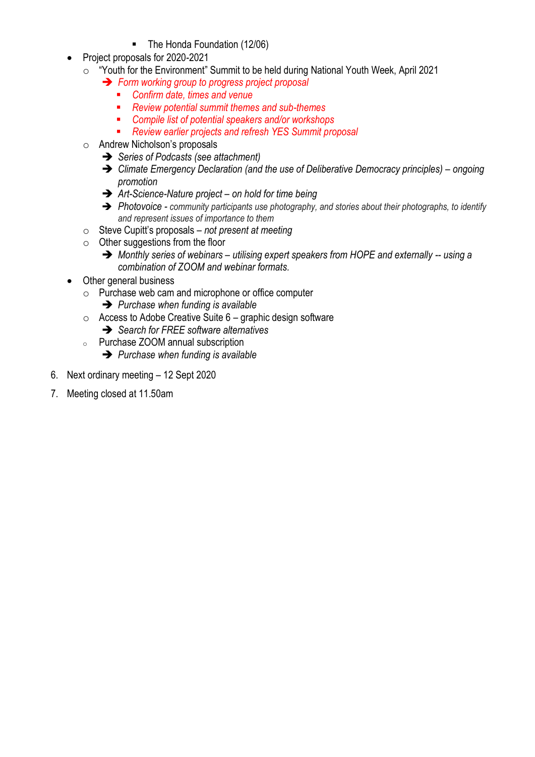- The Honda Foundation (12/06)
- Project proposals for 2020-2021
    - "Youth for the Environment" Summit to be held during National Youth Week, April 2021
        - ➔ *Form working group to progress project proposal*
            - *Confirm date, times and venue*
            - *Review potential summit themes and sub-themes*
            - *Compile list of potential speakers and/or workshops*
            - *Review earlier projects and refresh YES Summit proposal*
    - Andrew Nicholson's proposals
        - ➔ *Series of Podcasts (see attachment)*
        - ➔ *Climate Emergency Declaration (and the use of Deliberative Democracy principles) – ongoing promotion*
        - ➔ *Art-Science-Nature project – on hold for time being*
        - ➔ *Photovoice - community participants use photography, and stories about their photographs, to identify and represent issues of importance to them*
    - Steve Cupitt's proposals – *not present at meeting*
    - Other suggestions from the floor
        - ➔ *Monthly series of webinars – utilising expert speakers from HOPE and externally -- using a combination of ZOOM and webinar formats.*
- Other general business
    - Purchase web cam and microphone or office computer
        - ➔ *Purchase when funding is available*
    - Access to Adobe Creative Suite 6 – graphic design software
        - ➔ *Search for FREE software alternatives*
    - Purchase ZOOM annual subscription
        - ➔ *Purchase when funding is available*

6. Next ordinary meeting – 12 Sept 2020
7. Meeting closed at 11.50am